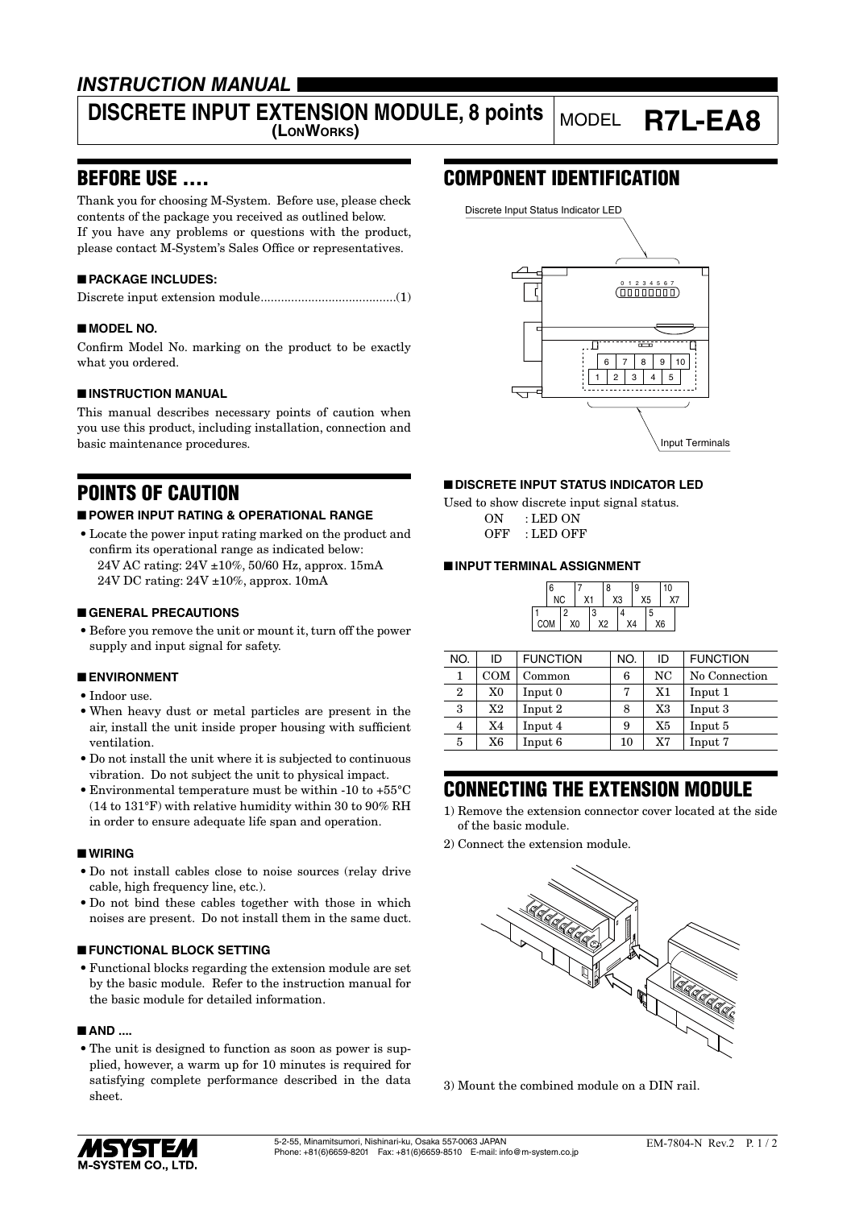# INSTRUCTION MANUAL

## DISCRETE INPUT EXTENSION MODULE, 8 points (LONWORKS)

MODEL **R7L-EA8**

## BEFORE USE ....

Thank you for choosing M-System. Before use, please check contents of the package you received as outlined below.
If you have any problems or questions with the product, please contact M-System's Sales Office or representatives.

### ■ PACKAGE INCLUDES:

Discrete input extension module........................................(1)

### ■ MODEL NO.

Confirm Model No. marking on the product to be exactly what you ordered.

### ■ INSTRUCTION MANUAL

This manual describes necessary points of caution when you use this product, including installation, connection and basic maintenance procedures.

## POINTS OF CAUTION

### ■ POWER INPUT RATING & OPERATIONAL RANGE

- Locate the power input rating marked on the product and confirm its operational range as indicated below:
  24V AC rating: 24V ±10%, 50/60 Hz, approx. 15mA
  24V DC rating: 24V ±10%, approx. 10mA

### ■ GENERAL PRECAUTIONS

- Before you remove the unit or mount it, turn off the power supply and input signal for safety.

### ■ ENVIRONMENT

- Indoor use.
- When heavy dust or metal particles are present in the air, install the unit inside proper housing with sufficient ventilation.
- Do not install the unit where it is subjected to continuous vibration. Do not subject the unit to physical impact.
- Environmental temperature must be within -10 to +55°C (14 to 131°F) with relative humidity within 30 to 90% RH in order to ensure adequate life span and operation.

### ■ WIRING

- Do not install cables close to noise sources (relay drive cable, high frequency line, etc.).
- Do not bind these cables together with those in which noises are present. Do not install them in the same duct.

### ■ FUNCTIONAL BLOCK SETTING

- Functional blocks regarding the extension module are set by the basic module. Refer to the instruction manual for the basic module for detailed information.

### ■ AND ....

- The unit is designed to function as soon as power is supplied, however, a warm up for 10 minutes is required for satisfying complete performance described in the data sheet.

## COMPONENT IDENTIFICATION

Discrete Input Status Indicator LED

0 1 2 3 4 5 6 7

Input Terminals

### ■ DISCRETE INPUT STATUS INDICATOR LED

Used to show discrete input signal status.

ON : LED ON
OFF : LED OFF

### ■ INPUT TERMINAL ASSIGNMENT

| 6 NC | 7 X1 | 8 X3 | 9 X5 | 10 X7 |
|---|---|---|---|---|
| 1 COM | 2 X0 | 3 X2 | 4 X4 | 5 X6 |

| NO. | ID | FUNCTION | NO. | ID | FUNCTION |
|---|---|---|---|---|---|
| 1 | COM | Common | 6 | NC | No Connection |
| 2 | X0 | Input 0 | 7 | X1 | Input 1 |
| 3 | X2 | Input 2 | 8 | X3 | Input 3 |
| 4 | X4 | Input 4 | 9 | X5 | Input 5 |
| 5 | X6 | Input 6 | 10 | X7 | Input 7 |

## CONNECTING THE EXTENSION MODULE

1) Remove the extension connector cover located at the side of the basic module.
2) Connect the extension module.
3) Mount the combined module on a DIN rail.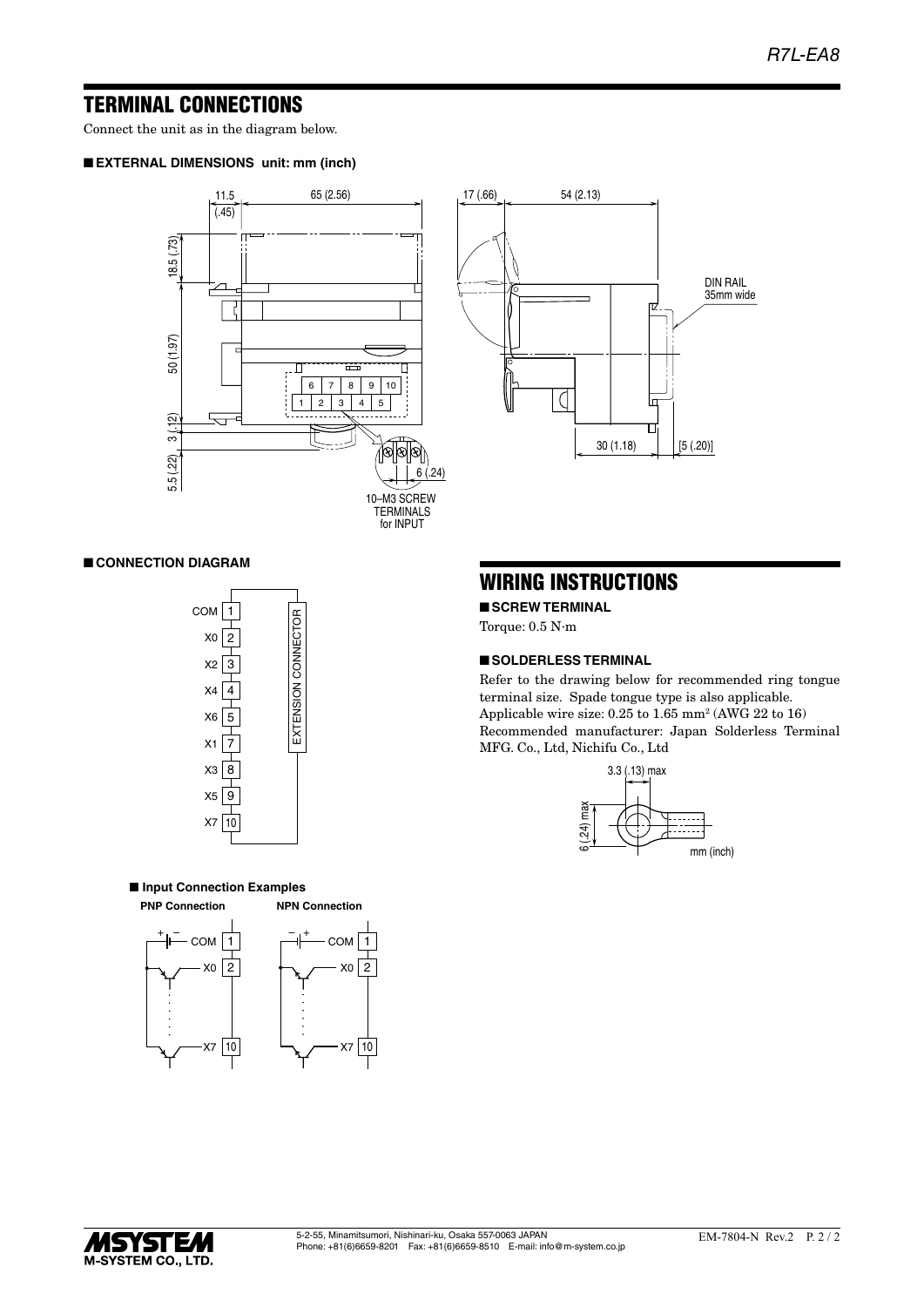## TERMINAL CONNECTIONS

Connect the unit as in the diagram below.

### ■ EXTERNAL DIMENSIONS unit: mm (inch)

11.5 (.45)
65 (2.56)
17 (.66)
54 (2.13)
18.5 (.73)
50 (1.97)
3 (.12)
5.5 (.22)
6 (.24)
10–M3 SCREW TERMINALS for INPUT
DIN RAIL 35mm wide
30 (1.18)
[5 (.20)]

### ■ CONNECTION DIAGRAM

COM 1
X0 2
X2 3
X4 4
X6 5
X1 7
X3 8
X5 9
X7 10
EXTENSION CONNECTOR

### ■ Input Connection Examples

PNP Connection
NPN Connection

## WIRING INSTRUCTIONS

### ■ SCREW TERMINAL

Torque: 0.5 N·m

### ■ SOLDERLESS TERMINAL

Refer to the drawing below for recommended ring tongue terminal size. Spade tongue type is also applicable.
Applicable wire size: 0.25 to 1.65 $mm^2$ (AWG 22 to 16)
Recommended manufacturer: Japan Solderless Terminal MFG. Co., Ltd, Nichifu Co., Ltd

3.3 (.13) max
6 (.24) max
mm (inch)